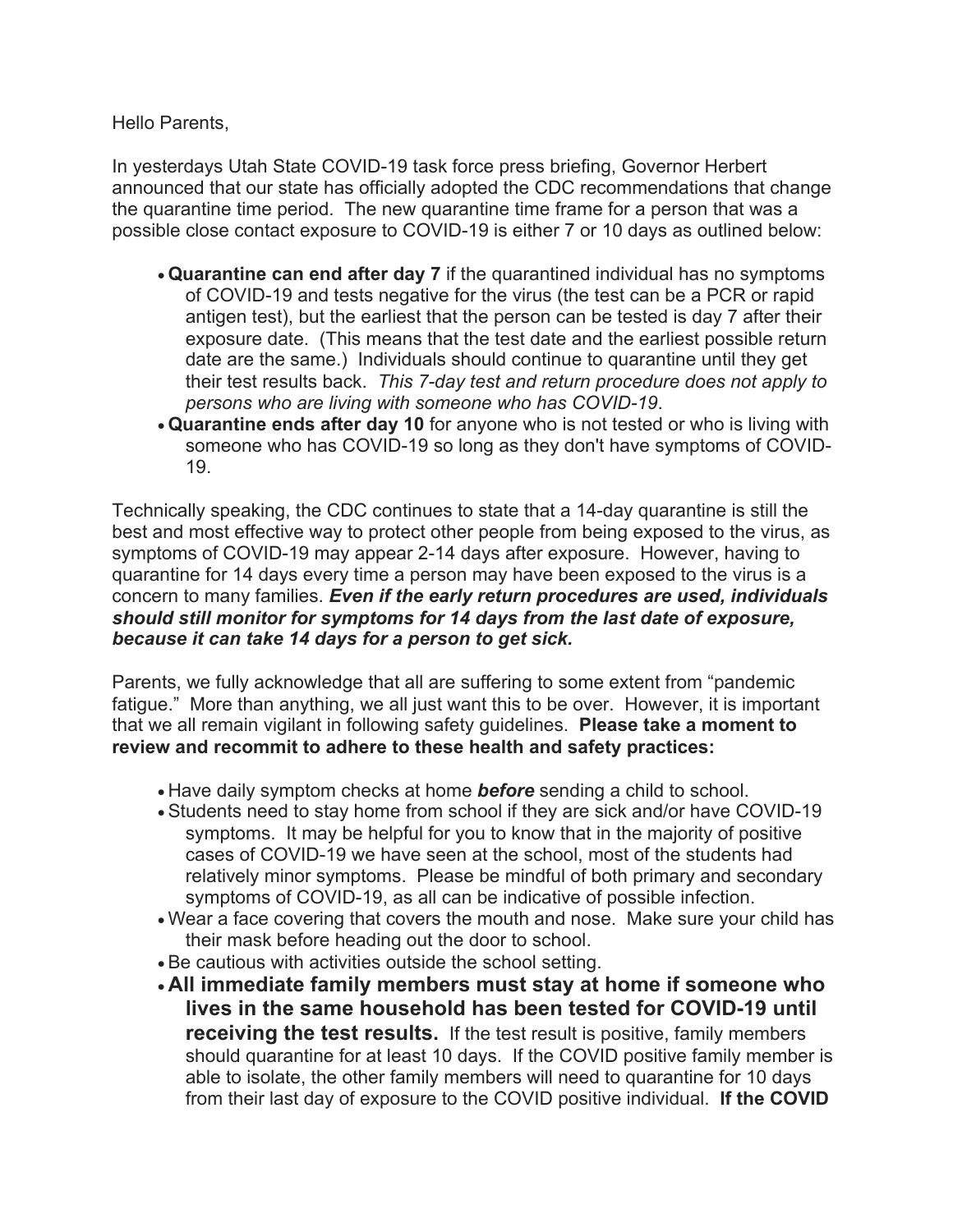Hello Parents,

In yesterdays Utah State COVID-19 task force press briefing, Governor Herbert announced that our state has officially adopted the CDC recommendations that change the quarantine time period. The new quarantine time frame for a person that was a possible close contact exposure to COVID-19 is either 7 or 10 days as outlined below:

- **Quarantine can end after day 7** if the quarantined individual has no symptoms of COVID-19 and tests negative for the virus (the test can be a PCR or rapid antigen test), but the earliest that the person can be tested is day 7 after their exposure date. (This means that the test date and the earliest possible return date are the same.) Individuals should continue to quarantine until they get their test results back. *This 7-day test and return procedure does not apply to persons who are living with someone who has COVID-19*.
- **Quarantine ends after day 10** for anyone who is not tested or who is living with someone who has COVID-19 so long as they don't have symptoms of COVID-19.

Technically speaking, the CDC continues to state that a 14-day quarantine is still the best and most effective way to protect other people from being exposed to the virus, as symptoms of COVID-19 may appear 2-14 days after exposure. However, having to quarantine for 14 days every time a person may have been exposed to the virus is a concern to many families. ***Even if the early return procedures are used, individuals should still monitor for symptoms for 14 days from the last date of exposure, because it can take 14 days for a person to get sick.***

Parents, we fully acknowledge that all are suffering to some extent from "pandemic fatigue." More than anything, we all just want this to be over. However, it is important that we all remain vigilant in following safety guidelines. **Please take a moment to review and recommit to adhere to these health and safety practices:**

- Have daily symptom checks at home ***before*** sending a child to school.
- Students need to stay home from school if they are sick and/or have COVID-19 symptoms. It may be helpful for you to know that in the majority of positive cases of COVID-19 we have seen at the school, most of the students had relatively minor symptoms. Please be mindful of both primary and secondary symptoms of COVID-19, as all can be indicative of possible infection.
- Wear a face covering that covers the mouth and nose. Make sure your child has their mask before heading out the door to school.
- Be cautious with activities outside the school setting.
- **All immediate family members must stay at home if someone who lives in the same household has been tested for COVID-19 until receiving the test results.** If the test result is positive, family members should quarantine for at least 10 days. If the COVID positive family member is able to isolate, the other family members will need to quarantine for 10 days from their last day of exposure to the COVID positive individual. **If the COVID**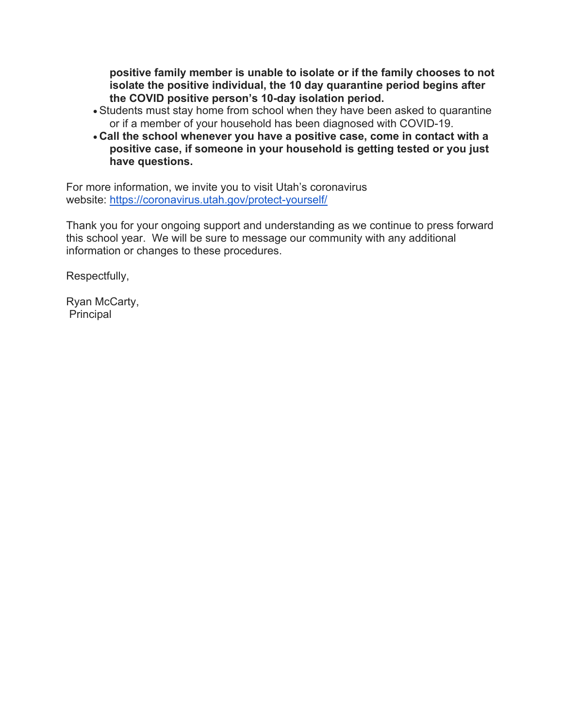**positive family member is unable to isolate or if the family chooses to not isolate the positive individual, the 10 day quarantine period begins after the COVID positive person's 10-day isolation period.**

- Students must stay home from school when they have been asked to quarantine or if a member of your household has been diagnosed with COVID-19.
- **Call the school whenever you have a positive case, come in contact with a positive case, if someone in your household is getting tested or you just have questions.**

For more information, we invite you to visit Utah's coronavirus website: [https://coronavirus.utah.gov/protect-yourself/](https://coronavirus.utah.gov/protect-yourself/)

Thank you for your ongoing support and understanding as we continue to press forward this school year. We will be sure to message our community with any additional information or changes to these procedures.

Respectfully,

Ryan McCarty,
Principal